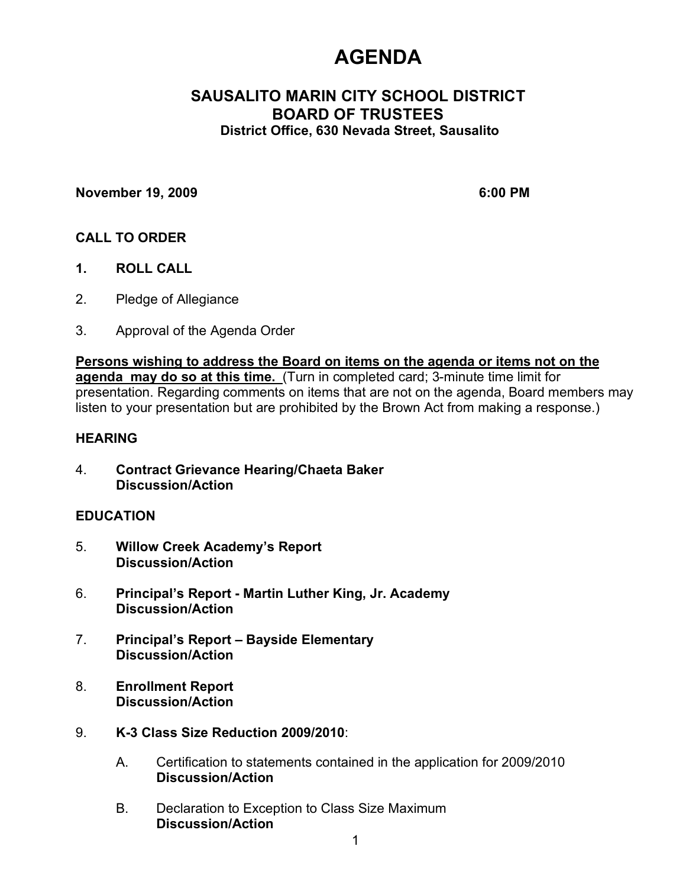# AGENDA

## SAUSALITO MARIN CITY SCHOOL DISTRICT
## BOARD OF TRUSTEES

**District Office, 630 Nevada Street, Sausalito**

**November 19, 2009** **6:00 PM**

**CALL TO ORDER**

1. **ROLL CALL**

2. Pledge of Allegiance

3. Approval of the Agenda Order

**Persons wishing to address the Board on items on the agenda or items not on the agenda may do so at this time.** (Turn in completed card; 3-minute time limit for presentation. Regarding comments on items that are not on the agenda, Board members may listen to your presentation but are prohibited by the Brown Act from making a response.)

**HEARING**

4. **Contract Grievance Hearing/Chaeta Baker**
   **Discussion/Action**

**EDUCATION**

5. **Willow Creek Academy's Report**
   **Discussion/Action**

6. **Principal's Report - Martin Luther King, Jr. Academy**
   **Discussion/Action**

7. **Principal's Report – Bayside Elementary**
   **Discussion/Action**

8. **Enrollment Report**
   **Discussion/Action**

9. **K-3 Class Size Reduction 2009/2010**:

   A. Certification to statements contained in the application for 2009/2010
      **Discussion/Action**

   B. Declaration to Exception to Class Size Maximum
      **Discussion/Action**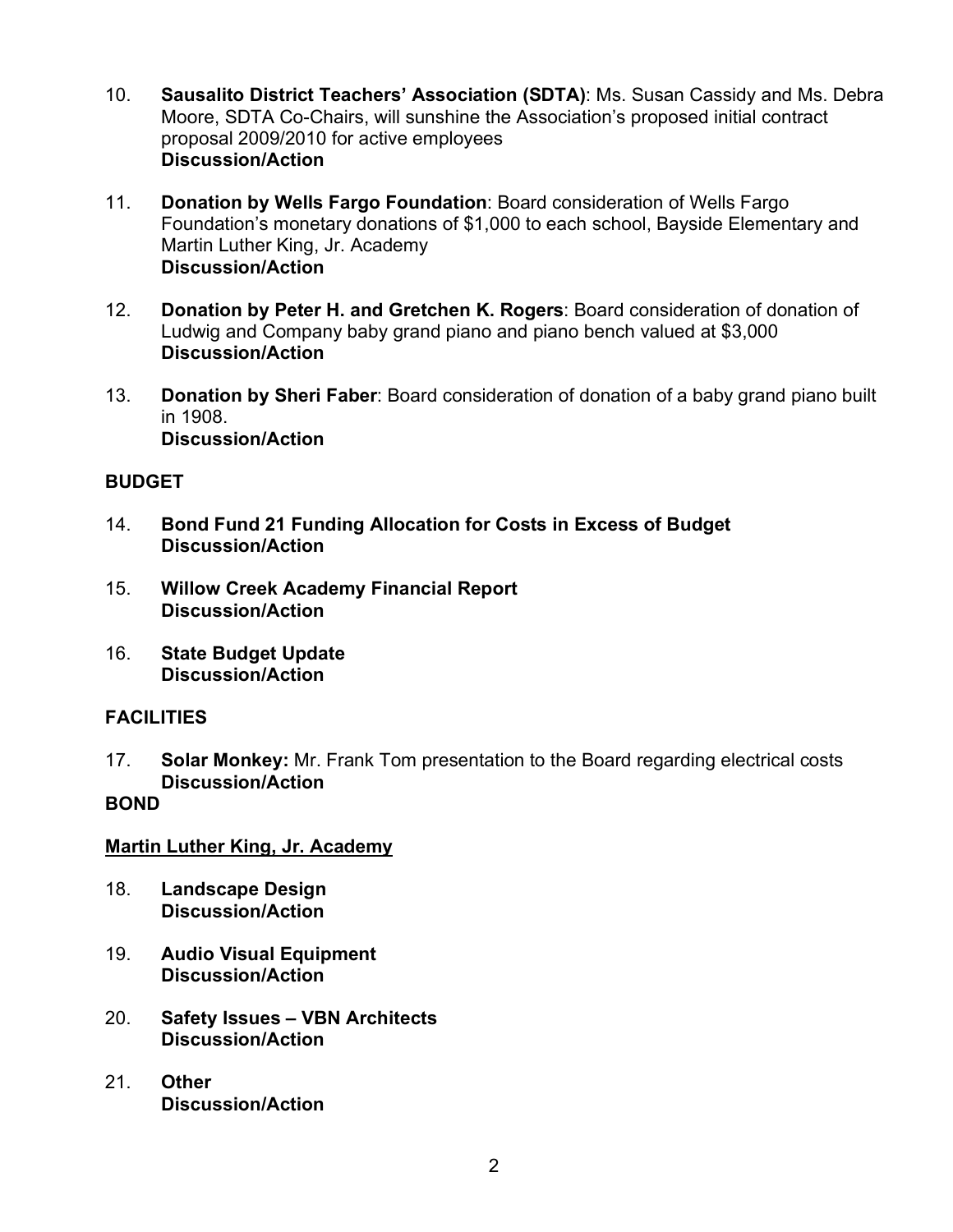10. **Sausalito District Teachers' Association (SDTA)**: Ms. Susan Cassidy and Ms. Debra Moore, SDTA Co-Chairs, will sunshine the Association's proposed initial contract proposal 2009/2010 for active employees
    **Discussion/Action**

11. **Donation by Wells Fargo Foundation**: Board consideration of Wells Fargo Foundation's monetary donations of $1,000 to each school, Bayside Elementary and Martin Luther King, Jr. Academy
    **Discussion/Action**

12. **Donation by Peter H. and Gretchen K. Rogers**: Board consideration of donation of Ludwig and Company baby grand piano and piano bench valued at $3,000
    **Discussion/Action**

13. **Donation by Sheri Faber**: Board consideration of donation of a baby grand piano built in 1908.
    **Discussion/Action**

**BUDGET**

14. **Bond Fund 21 Funding Allocation for Costs in Excess of Budget**
    **Discussion/Action**

15. **Willow Creek Academy Financial Report**
    **Discussion/Action**

16. **State Budget Update**
    **Discussion/Action**

**FACILITIES**

17. **Solar Monkey:** Mr. Frank Tom presentation to the Board regarding electrical costs
    **Discussion/Action**

**BOND**

**<u>Martin Luther King, Jr. Academy</u>**

18. **Landscape Design**
    **Discussion/Action**

19. **Audio Visual Equipment**
    **Discussion/Action**

20. **Safety Issues – VBN Architects**
    **Discussion/Action**

21. **Other**
    **Discussion/Action**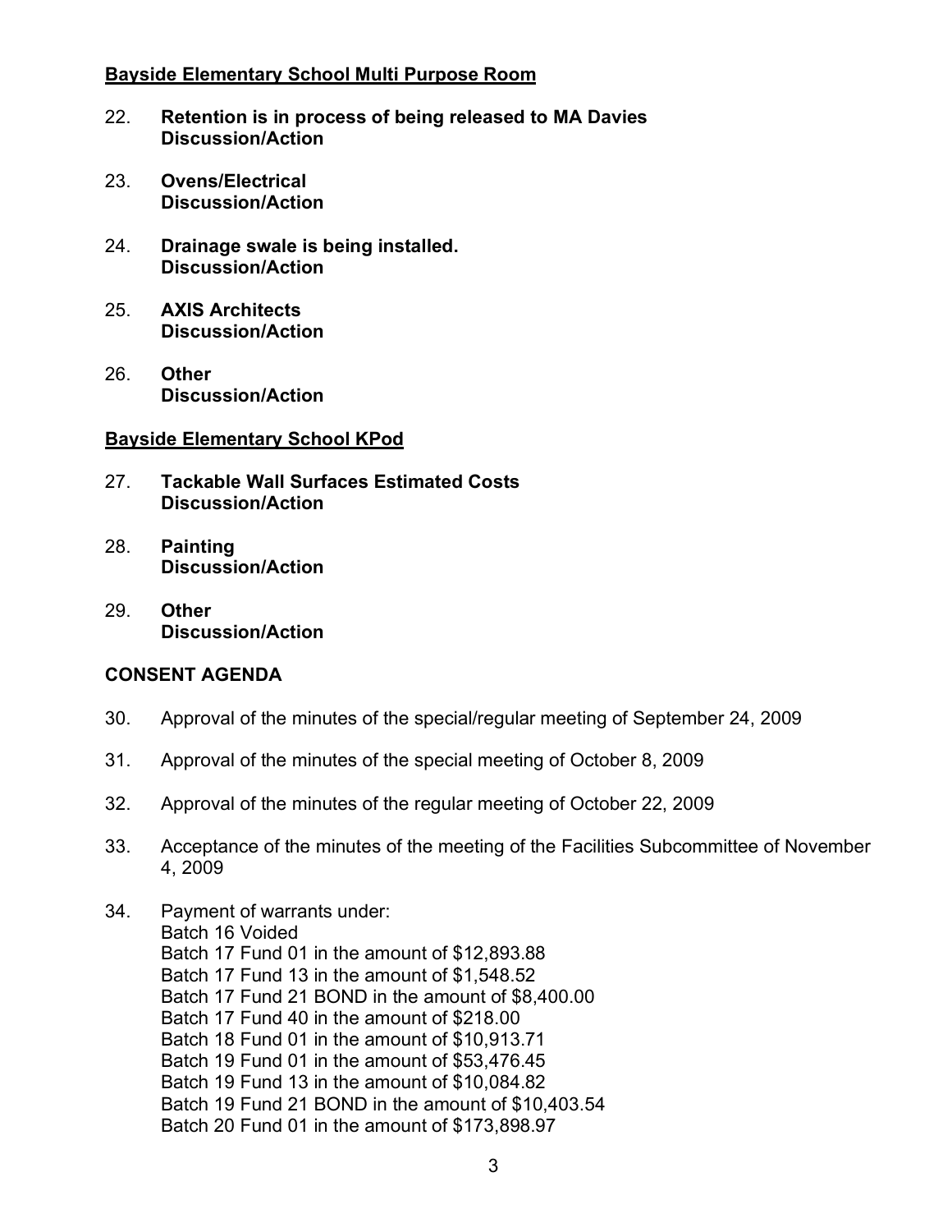**Bayside Elementary School Multi Purpose Room**

22. **Retention is in process of being released to MA Davies**
    **Discussion/Action**

23. **Ovens/Electrical**
    **Discussion/Action**

24. **Drainage swale is being installed.**
    **Discussion/Action**

25. **AXIS Architects**
    **Discussion/Action**

26. **Other**
    **Discussion/Action**

**Bayside Elementary School KPod**

27. **Tackable Wall Surfaces Estimated Costs**
    **Discussion/Action**

28. **Painting**
    **Discussion/Action**

29. **Other**
    **Discussion/Action**

**CONSENT AGENDA**

30. Approval of the minutes of the special/regular meeting of September 24, 2009

31. Approval of the minutes of the special meeting of October 8, 2009

32. Approval of the minutes of the regular meeting of October 22, 2009

33. Acceptance of the minutes of the meeting of the Facilities Subcommittee of November 4, 2009

34. Payment of warrants under:
    Batch 16 Voided
    Batch 17 Fund 01 in the amount of $12,893.88
    Batch 17 Fund 13 in the amount of $1,548.52
    Batch 17 Fund 21 BOND in the amount of $8,400.00
    Batch 17 Fund 40 in the amount of $218.00
    Batch 18 Fund 01 in the amount of $10,913.71
    Batch 19 Fund 01 in the amount of $53,476.45
    Batch 19 Fund 13 in the amount of $10,084.82
    Batch 19 Fund 21 BOND in the amount of $10,403.54
    Batch 20 Fund 01 in the amount of $173,898.97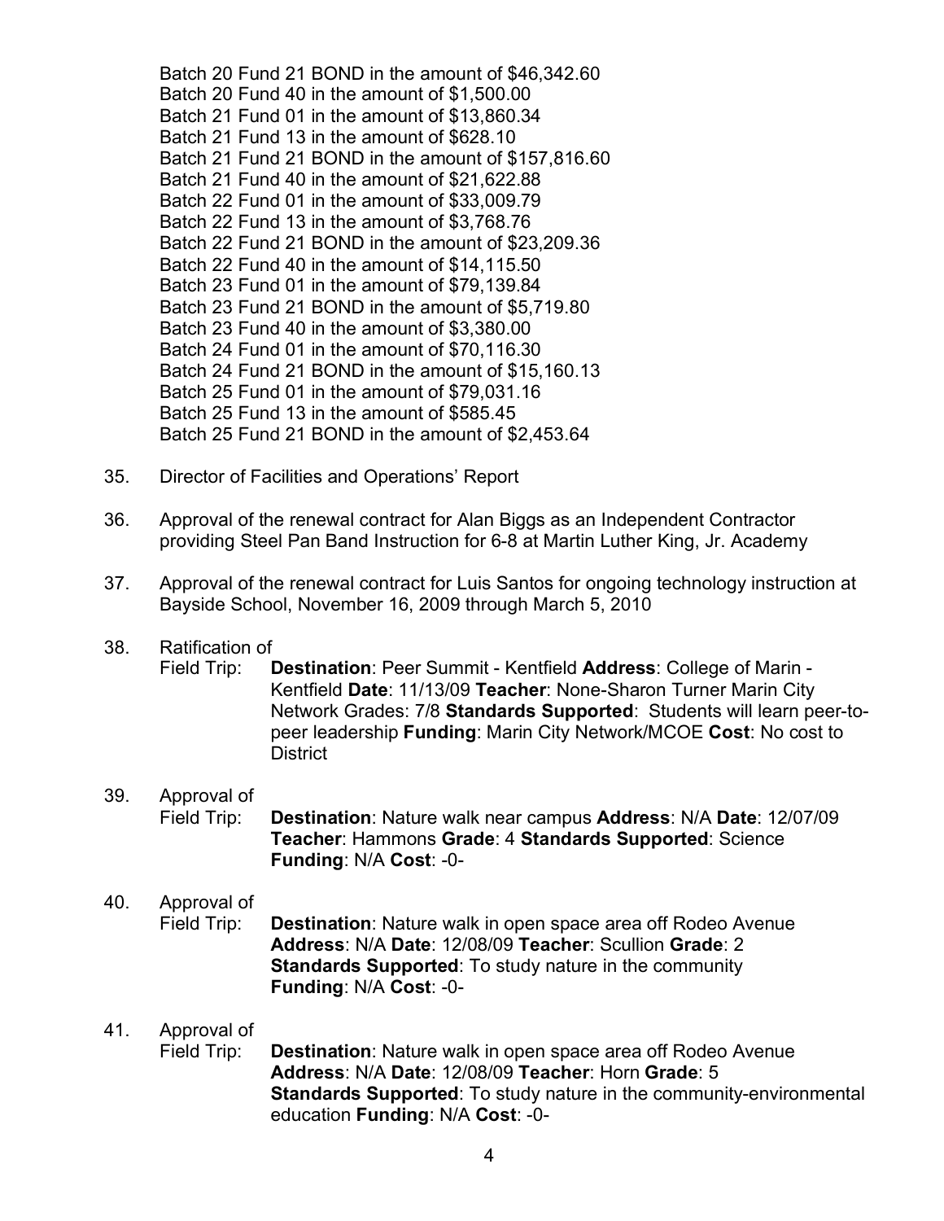Batch 20 Fund 21 BOND in the amount of $46,342.60
Batch 20 Fund 40 in the amount of $1,500.00
Batch 21 Fund 01 in the amount of $13,860.34
Batch 21 Fund 13 in the amount of $628.10
Batch 21 Fund 21 BOND in the amount of $157,816.60
Batch 21 Fund 40 in the amount of $21,622.88
Batch 22 Fund 01 in the amount of $33,009.79
Batch 22 Fund 13 in the amount of $3,768.76
Batch 22 Fund 21 BOND in the amount of $23,209.36
Batch 22 Fund 40 in the amount of $14,115.50
Batch 23 Fund 01 in the amount of $79,139.84
Batch 23 Fund 21 BOND in the amount of $5,719.80
Batch 23 Fund 40 in the amount of $3,380.00
Batch 24 Fund 01 in the amount of $70,116.30
Batch 24 Fund 21 BOND in the amount of $15,160.13
Batch 25 Fund 01 in the amount of $79,031.16
Batch 25 Fund 13 in the amount of $585.45
Batch 25 Fund 21 BOND in the amount of $2,453.64

35. Director of Facilities and Operations' Report

36. Approval of the renewal contract for Alan Biggs as an Independent Contractor providing Steel Pan Band Instruction for 6-8 at Martin Luther King, Jr. Academy

37. Approval of the renewal contract for Luis Santos for ongoing technology instruction at Bayside School, November 16, 2009 through March 5, 2010

38. Ratification of
Field Trip: **Destination**: Peer Summit - Kentfield **Address**: College of Marin - Kentfield **Date**: 11/13/09 **Teacher**: None-Sharon Turner Marin City Network Grades: 7/8 **Standards Supported**: Students will learn peer-to-peer leadership **Funding**: Marin City Network/MCOE **Cost**: No cost to District

39. Approval of
Field Trip: **Destination**: Nature walk near campus **Address**: N/A **Date**: 12/07/09 **Teacher**: Hammons **Grade**: 4 **Standards Supported**: Science **Funding**: N/A **Cost**: -0-

40. Approval of
Field Trip: **Destination**: Nature walk in open space area off Rodeo Avenue **Address**: N/A **Date**: 12/08/09 **Teacher**: Scullion **Grade**: 2 **Standards Supported**: To study nature in the community **Funding**: N/A **Cost**: -0-

41. Approval of
Field Trip: **Destination**: Nature walk in open space area off Rodeo Avenue **Address**: N/A **Date**: 12/08/09 **Teacher**: Horn **Grade**: 5 **Standards Supported**: To study nature in the community-environmental education **Funding**: N/A **Cost**: -0-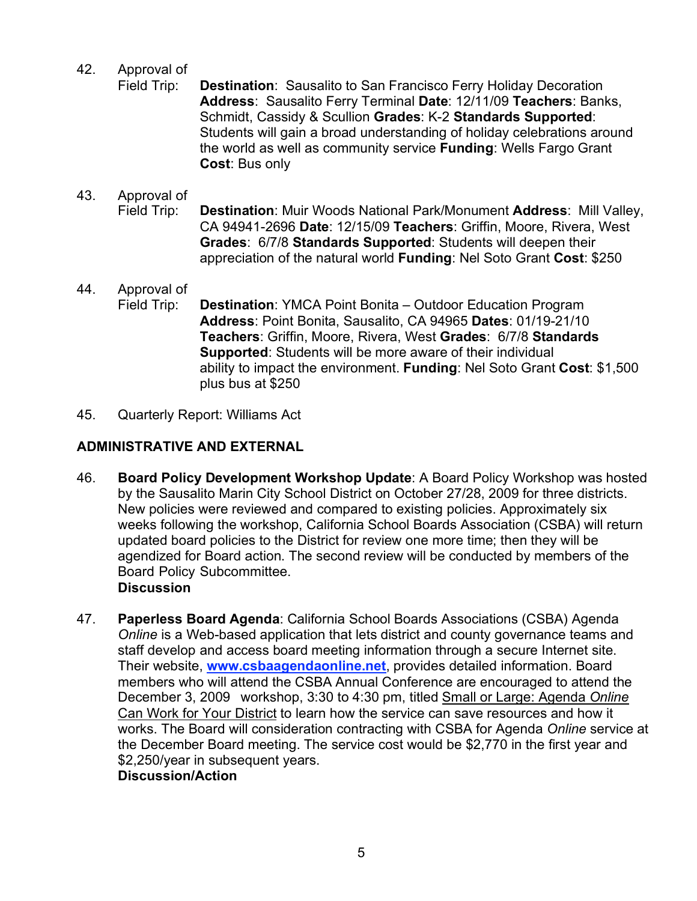42. Approval of Field Trip: **Destination**: Sausalito to San Francisco Ferry Holiday Decoration **Address**: Sausalito Ferry Terminal **Date**: 12/11/09 **Teachers**: Banks, Schmidt, Cassidy & Scullion **Grades**: K-2 **Standards Supported**: Students will gain a broad understanding of holiday celebrations around the world as well as community service **Funding**: Wells Fargo Grant **Cost**: Bus only

43. Approval of Field Trip: **Destination**: Muir Woods National Park/Monument **Address**: Mill Valley, CA 94941-2696 **Date**: 12/15/09 **Teachers**: Griffin, Moore, Rivera, West **Grades**: 6/7/8 **Standards Supported**: Students will deepen their appreciation of the natural world **Funding**: Nel Soto Grant **Cost**: $250

44. Approval of Field Trip: **Destination**: YMCA Point Bonita – Outdoor Education Program **Address**: Point Bonita, Sausalito, CA 94965 **Dates**: 01/19-21/10 **Teachers**: Griffin, Moore, Rivera, West **Grades**: 6/7/8 **Standards Supported**: Students will be more aware of their individual ability to impact the environment. **Funding**: Nel Soto Grant **Cost**: $1,500 plus bus at $250

45. Quarterly Report: Williams Act

## ADMINISTRATIVE AND EXTERNAL

46. **Board Policy Development Workshop Update**: A Board Policy Workshop was hosted by the Sausalito Marin City School District on October 27/28, 2009 for three districts. New policies were reviewed and compared to existing policies. Approximately six weeks following the workshop, California School Boards Association (CSBA) will return updated board policies to the District for review one more time; then they will be agendized for Board action. The second review will be conducted by members of the Board Policy Subcommittee.
**Discussion**

47. **Paperless Board Agenda**: California School Boards Associations (CSBA) Agenda *Online* is a Web-based application that lets district and county governance teams and staff develop and access board meeting information through a secure Internet site. Their website, **www.csbaagendaonline.net**, provides detailed information. Board members who will attend the CSBA Annual Conference are encouraged to attend the December 3, 2009 workshop, 3:30 to 4:30 pm, titled Small or Large: Agenda *Online* Can Work for Your District to learn how the service can save resources and how it works. The Board will consideration contracting with CSBA for Agenda *Online* service at the December Board meeting. The service cost would be $2,770 in the first year and $2,250/year in subsequent years.
**Discussion/Action**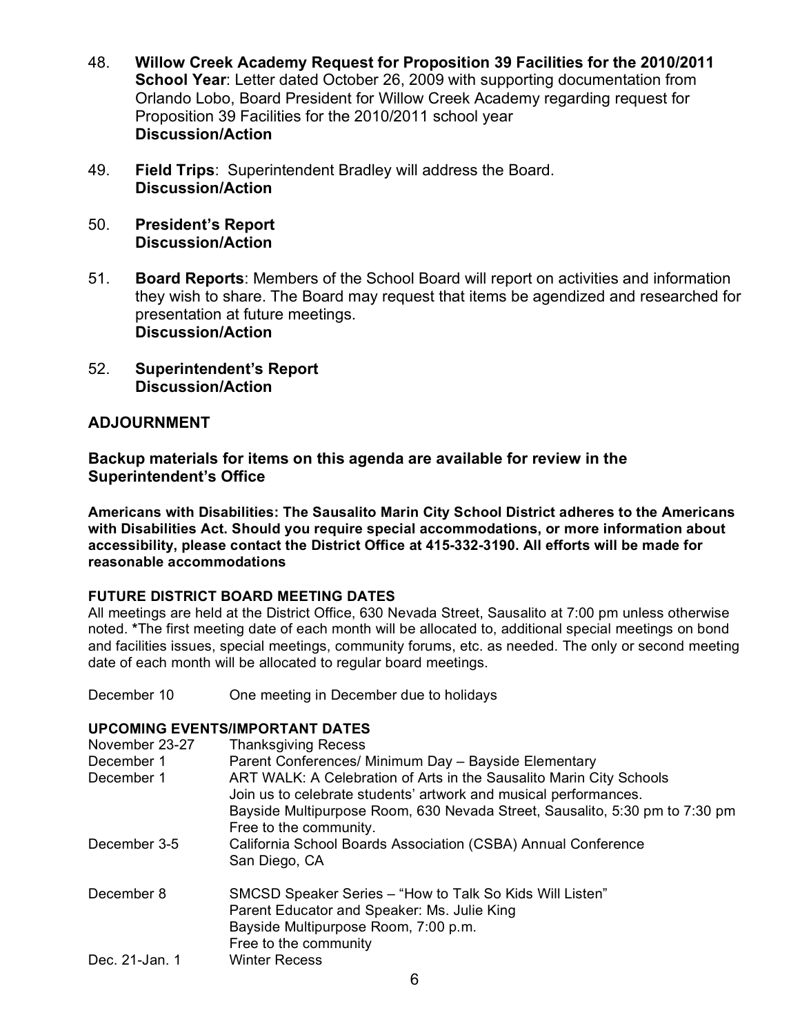48. **Willow Creek Academy Request for Proposition 39 Facilities for the 2010/2011 School Year**: Letter dated October 26, 2009 with supporting documentation from Orlando Lobo, Board President for Willow Creek Academy regarding request for Proposition 39 Facilities for the 2010/2011 school year
    **Discussion/Action**

49. **Field Trips**: Superintendent Bradley will address the Board.
    **Discussion/Action**

50. **President's Report**
    **Discussion/Action**

51. **Board Reports**: Members of the School Board will report on activities and information they wish to share. The Board may request that items be agendized and researched for presentation at future meetings.
    **Discussion/Action**

52. **Superintendent's Report**
    **Discussion/Action**

## ADJOURNMENT

**Backup materials for items on this agenda are available for review in the Superintendent's Office**

**Americans with Disabilities: The Sausalito Marin City School District adheres to the Americans with Disabilities Act. Should you require special accommodations, or more information about accessibility, please contact the District Office at 415-332-3190. All efforts will be made for reasonable accommodations**

**FUTURE DISTRICT BOARD MEETING DATES**

All meetings are held at the District Office, 630 Nevada Street, Sausalito at 7:00 pm unless otherwise noted. *The first meeting date of each month will be allocated to, additional special meetings on bond and facilities issues, special meetings, community forums, etc. as needed. The only or second meeting date of each month will be allocated to regular board meetings.

| | |
|---|---|
| December 10 | One meeting in December due to holidays |

**UPCOMING EVENTS/IMPORTANT DATES**

| | |
|---|---|
| November 23-27 | Thanksgiving Recess |
| December 1 | Parent Conferences/ Minimum Day – Bayside Elementary |
| December 1 | ART WALK: A Celebration of Arts in the Sausalito Marin City Schools<br>Join us to celebrate students' artwork and musical performances.<br>Bayside Multipurpose Room, 630 Nevada Street, Sausalito, 5:30 pm to 7:30 pm<br>Free to the community. |
| December 3-5 | California School Boards Association (CSBA) Annual Conference<br>San Diego, CA |
| December 8 | SMCSD Speaker Series – "How to Talk So Kids Will Listen"<br>Parent Educator and Speaker: Ms. Julie King<br>Bayside Multipurpose Room, 7:00 p.m.<br>Free to the community |
| Dec. 21-Jan. 1 | Winter Recess |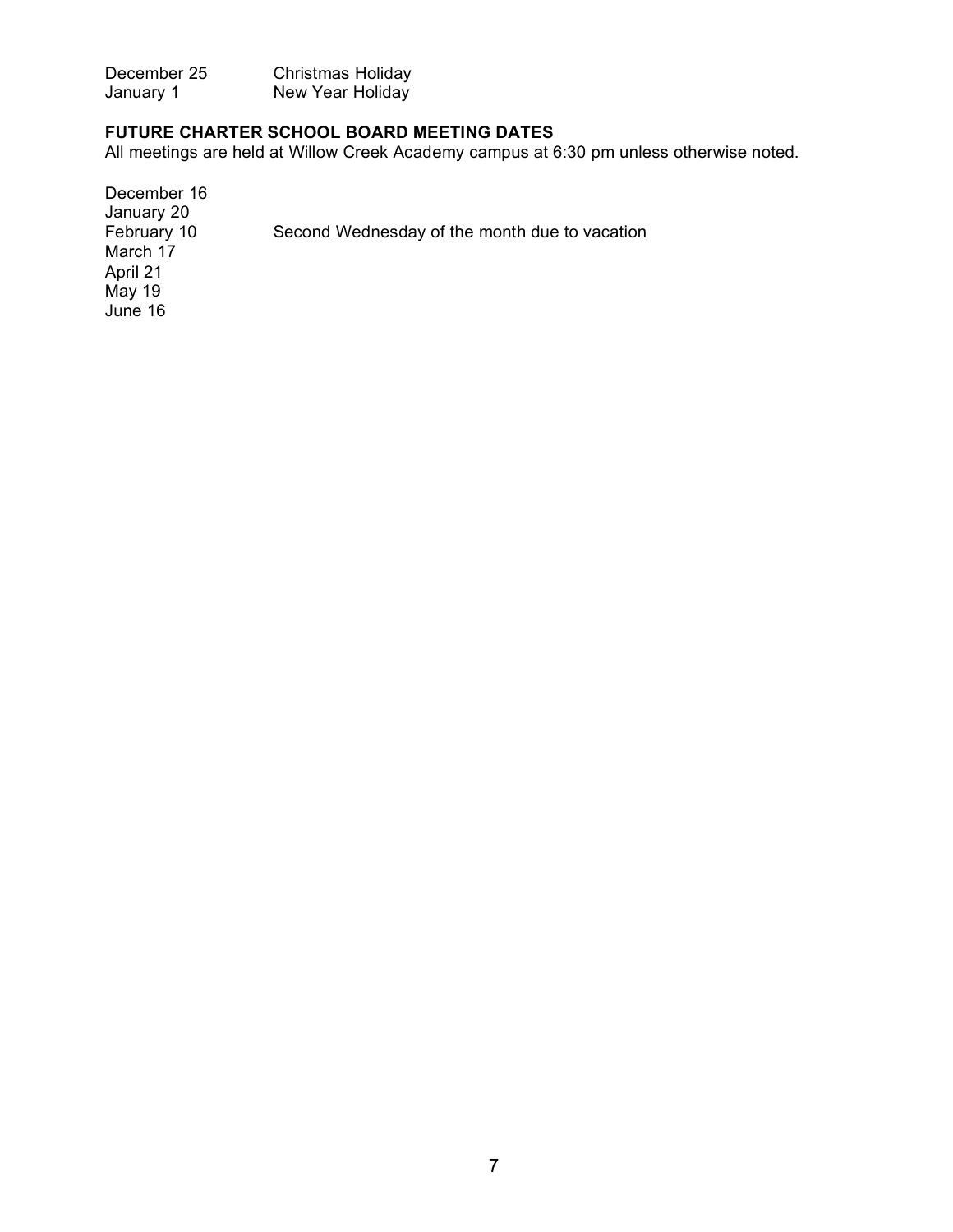| | |
|---|---|
| December 25 | Christmas Holiday |
| January 1 | New Year Holiday |

**FUTURE CHARTER SCHOOL BOARD MEETING DATES**

All meetings are held at Willow Creek Academy campus at 6:30 pm unless otherwise noted.

| | |
|---|---|
| December 16 | |
| January 20 | |
| February 10 | Second Wednesday of the month due to vacation |
| March 17 | |
| April 21 | |
| May 19 | |
| June 16 | |